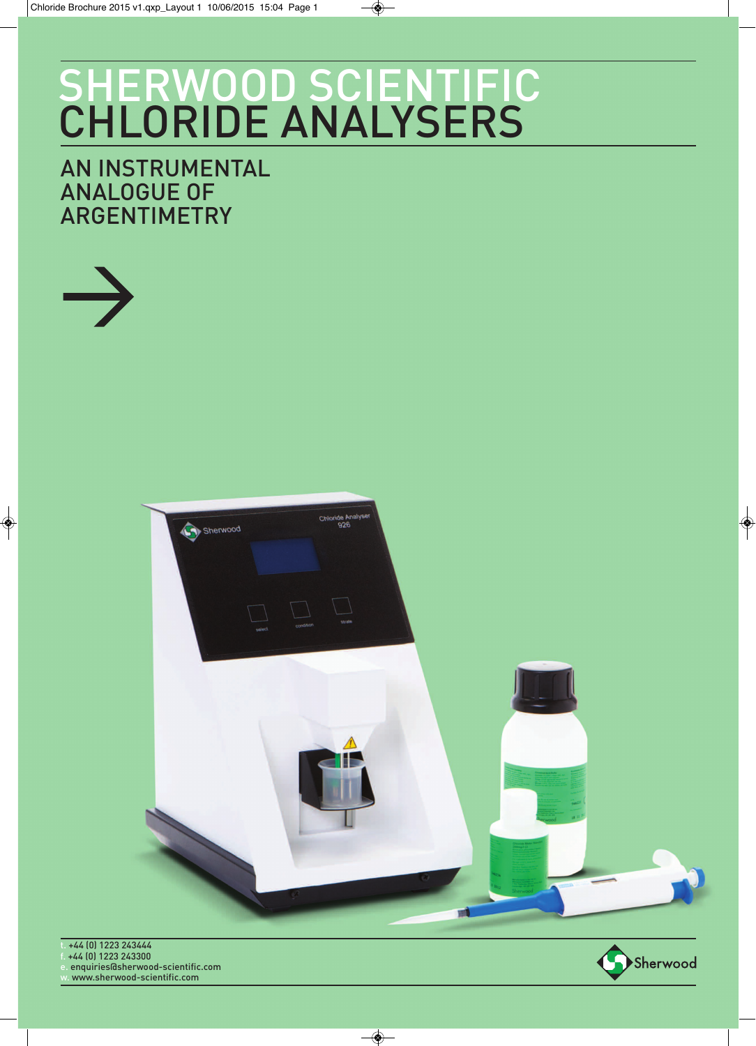# SHERWOOD SCIENTIFIC CHLORIDE ANALYSERS

## AN INSTRUMENTAL ANALOGUE OF ARGENTIMETRY

→

t. +44 (0) 1223 243444
f. +44 (0) 1223 243300
e. enquiries@sherwood-scientific.com
w. www.sherwood-scientific.com

Sherwood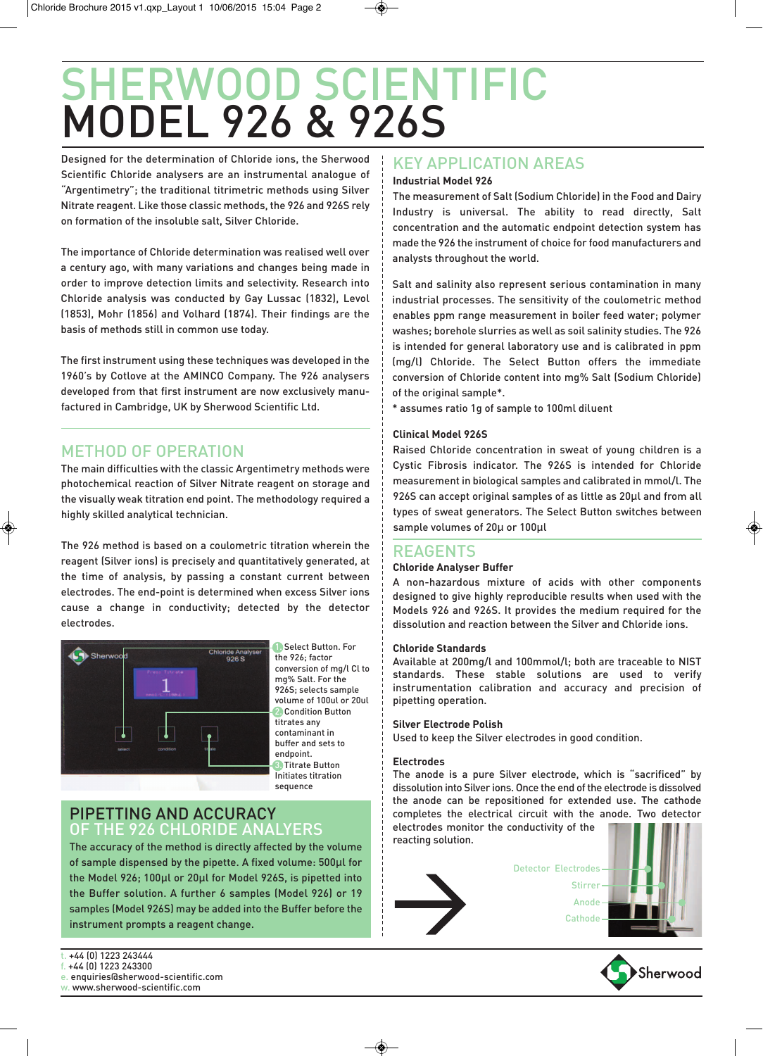# SHERWOOD SCIENTIFIC
# MODEL 926 & 926S

Designed for the determination of Chloride ions, the Sherwood Scientific Chloride analysers are an instrumental analogue of "Argentimetry"; the traditional titrimetric methods using Silver Nitrate reagent. Like those classic methods, the 926 and 926S rely on formation of the insoluble salt, Silver Chloride.

The importance of Chloride determination was realised well over a century ago, with many variations and changes being made in order to improve detection limits and selectivity. Research into Chloride analysis was conducted by Gay Lussac (1832), Levol (1853), Mohr (1856) and Volhard (1874). Their findings are the basis of methods still in common use today.

The first instrument using these techniques was developed in the 1960's by Cotlove at the AMINCO Company. The 926 analysers developed from that first instrument are now exclusively manufactured in Cambridge, UK by Sherwood Scientific Ltd.

## METHOD OF OPERATION

The main difficulties with the classic Argentimetry methods were photochemical reaction of Silver Nitrate reagent on storage and the visually weak titration end point. The methodology required a highly skilled analytical technician.

The 926 method is based on a coulometric titration wherein the reagent (Silver ions) is precisely and quantitatively generated, at the time of analysis, by passing a constant current between electrodes. The end-point is determined when excess Silver ions cause a change in conductivity; detected by the detector electrodes.

1. Select Button. For the 926; factor conversion of mg/l Cl to mg% Salt. For the 926S; selects sample volume of 100ul or 20ul
2. Condition Button titrates any contaminant in buffer and sets to endpoint.
3. Titrate Button Initiates titration sequence

## PIPETTING AND ACCURACY OF THE 926 CHLORIDE ANALYERS

The accuracy of the method is directly affected by the volume of sample dispensed by the pipette. A fixed volume: 500µl for the Model 926; 100µl or 20µl for Model 926S, is pipetted into the Buffer solution. A further 6 samples (Model 926) or 19 samples (Model 926S) may be added into the Buffer before the instrument prompts a reagent change.

## KEY APPLICATION AREAS

**Industrial Model 926**

The measurement of Salt (Sodium Chloride) in the Food and Dairy Industry is universal. The ability to read directly, Salt concentration and the automatic endpoint detection system has made the 926 the instrument of choice for food manufacturers and analysts throughout the world.

Salt and salinity also represent serious contamination in many industrial processes. The sensitivity of the coulometric method enables ppm range measurement in boiler feed water; polymer washes; borehole slurries as well as soil salinity studies. The 926 is intended for general laboratory use and is calibrated in ppm (mg/l) Chloride. The Select Button offers the immediate conversion of Chloride content into mg% Salt (Sodium Chloride) of the original sample*.

\* assumes ratio 1g of sample to 100ml diluent

**Clinical Model 926S**

Raised Chloride concentration in sweat of young children is a Cystic Fibrosis indicator. The 926S is intended for Chloride measurement in biological samples and calibrated in mmol/l. The 926S can accept original samples of as little as 20µl and from all types of sweat generators. The Select Button switches between sample volumes of 20µ or 100µl

## REAGENTS

**Chloride Analyser Buffer**

A non-hazardous mixture of acids with other components designed to give highly reproducible results when used with the Models 926 and 926S. It provides the medium required for the dissolution and reaction between the Silver and Chloride ions.

**Chloride Standards**

Available at 200mg/l and 100mmol/l; both are traceable to NIST standards. These stable solutions are used to verify instrumentation calibration and accuracy and precision of pipetting operation.

**Silver Electrode Polish**

Used to keep the Silver electrodes in good condition.

**Electrodes**

The anode is a pure Silver electrode, which is "sacrificed" by dissolution into Silver ions. Once the end of the electrode is dissolved the anode can be repositioned for extended use. The cathode completes the electrical circuit with the anode. Two detector electrodes monitor the conductivity of the reacting solution.

Detector Electrodes
Stirrer
Anode
Cathode

t. +44 (0) 1223 243444
f. +44 (0) 1223 243300
e. enquiries@sherwood-scientific.com
w. www.sherwood-scientific.com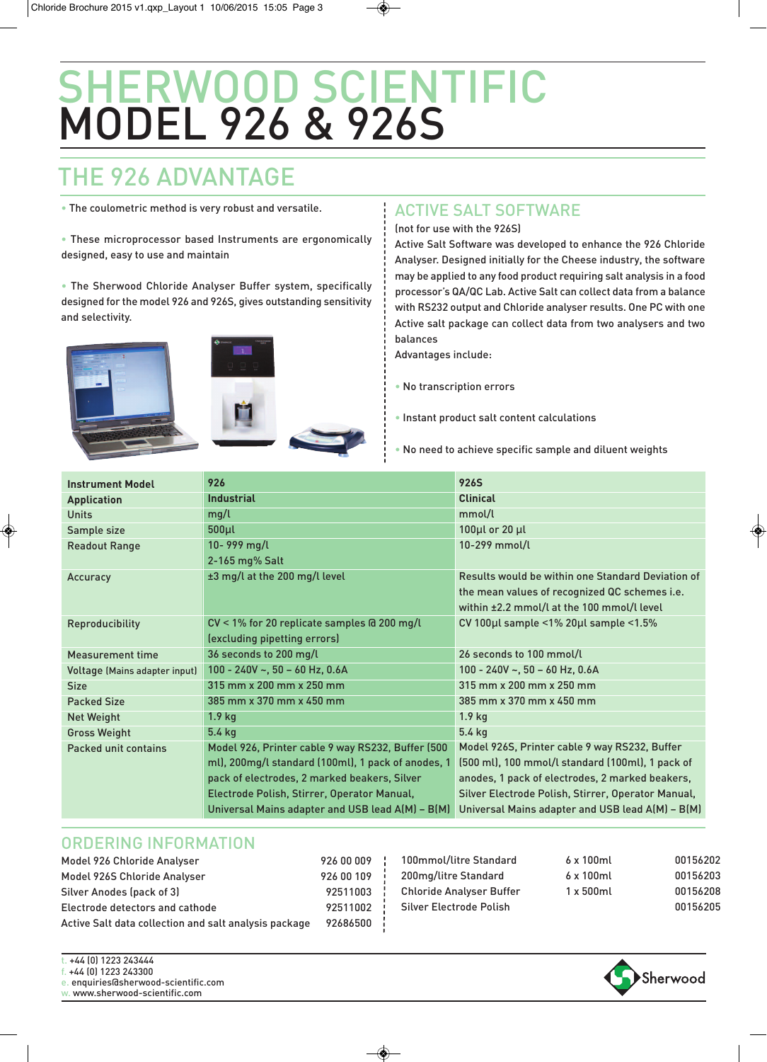# SHERWOOD SCIENTIFIC
# MODEL 926 & 926S

## THE 926 ADVANTAGE

- The coulometric method is very robust and versatile.
- These microprocessor based Instruments are ergonomically designed, easy to use and maintain
- The Sherwood Chloride Analyser Buffer system, specifically designed for the model 926 and 926S, gives outstanding sensitivity and selectivity.

## ACTIVE SALT SOFTWARE

(not for use with the 926S)

Active Salt Software was developed to enhance the 926 Chloride Analyser. Designed initially for the Cheese industry, the software may be applied to any food product requiring salt analysis in a food processor's QA/QC Lab. Active Salt can collect data from a balance with RS232 output and Chloride analyser results. One PC with one Active salt package can collect data from two analysers and two balances

Advantages include:

- No transcription errors
- Instant product salt content calculations
- No need to achieve specific sample and diluent weights

| Instrument Model | 926 | 926S |
|---|---|---|
| Application | Industrial | Clinical |
| Units | mg/l | mmol/l |
| Sample size | 500µl | 100µl or 20 µl |
| Readout Range | 10- 999 mg/l<br>2-165 mg% Salt | 10-299 mmol/l |
| Accuracy | ±3 mg/l at the 200 mg/l level | Results would be within one Standard Deviation of the mean values of recognized QC schemes i.e. within ±2.2 mmol/l at the 100 mmol/l level |
| Reproducibility | CV < 1% for 20 replicate samples @ 200 mg/l (excluding pipetting errors) | CV 100µl sample <1% 20µl sample <1.5% |
| Measurement time | 36 seconds to 200 mg/l | 26 seconds to 100 mmol/l |
| Voltage (Mains adapter input) | 100 - 240V ~, 50 – 60 Hz, 0.6A | 100 - 240V ~, 50 – 60 Hz, 0.6A |
| Size | 315 mm x 200 mm x 250 mm | 315 mm x 200 mm x 250 mm |
| Packed Size | 385 mm x 370 mm x 450 mm | 385 mm x 370 mm x 450 mm |
| Net Weight | 1.9 kg | 1.9 kg |
| Gross Weight | 5.4 kg | 5.4 kg |
| Packed unit contains | Model 926, Printer cable 9 way RS232, Buffer (500 ml), 200mg/l standard (100ml), 1 pack of anodes, 1 pack of electrodes, 2 marked beakers, Silver Electrode Polish, Stirrer, Operator Manual, Universal Mains adapter and USB lead A(M) – B(M) | Model 926S, Printer cable 9 way RS232, Buffer (500 ml), 100 mmol/l standard (100ml), 1 pack of anodes, 1 pack of electrodes, 2 marked beakers, Silver Electrode Polish, Stirrer, Operator Manual, Universal Mains adapter and USB lead A(M) – B(M) |

## ORDERING INFORMATION

| Item | Code |
|---|---|
| Model 926 Chloride Analyser | 926 00 009 |
| Model 926S Chloride Analyser | 926 00 109 |
| Silver Anodes (pack of 3) | 92511003 |
| Electrode detectors and cathode | 92511002 |
| Active Salt data collection and salt analysis package | 92686500 |

| Item | Pack | Code |
|---|---|---|
| 100mmol/litre Standard | 6 x 100ml | 00156202 |
| 200mg/litre Standard | 6 x 100ml | 00156203 |
| Chloride Analyser Buffer | 1 x 500ml | 00156208 |
| Silver Electrode Polish | | 00156205 |

t. +44 (0) 1223 243444
f. +44 (0) 1223 243300
e. enquiries@sherwood-scientific.com
w. www.sherwood-scientific.com

Sherwood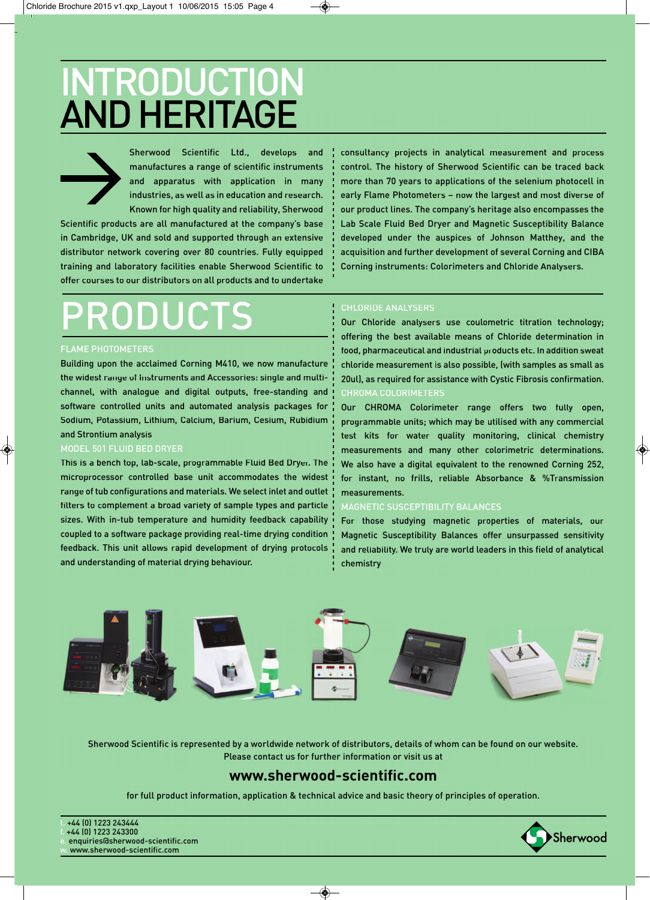# INTRODUCTION AND HERITAGE

Sherwood Scientific Ltd., develops and manufactures a range of scientific instruments and apparatus with application in many industries, as well as in education and research. Known for high quality and reliability, Sherwood Scientific products are all manufactured at the company's base in Cambridge, UK and sold and supported through an extensive distributor network covering over 80 countries. Fully equipped training and laboratory facilities enable Sherwood Scientific to offer courses to our distributors on all products and to undertake consultancy projects in analytical measurement and process control. The history of Sherwood Scientific can be traced back more than 70 years to applications of the selenium photocell in early Flame Photometers – now the largest and most diverse of our product lines. The company's heritage also encompasses the Lab Scale Fluid Bed Dryer and Magnetic Susceptibility Balance developed under the auspices of Johnson Matthey, and the acquisition and further development of several Corning and CIBA Corning instruments: Colorimeters and Chloride Analysers.

# PRODUCTS

## FLAME PHOTOMETERS

Building upon the acclaimed Corning M410, we now manufacture the widest range of Instruments and Accessories: single and multi-channel, with analogue and digital outputs, free-standing and software controlled units and automated analysis packages for Sodium, Potassium, Lithium, Calcium, Barium, Cesium, Rubidium and Strontium analysis

## MODEL 501 FLUID BED DRYER

This is a bench top, lab-scale, programmable Fluid Bed Dryer. The microprocessor controlled base unit accommodates the widest range of tub configurations and materials. We select inlet and outlet filters to complement a broad variety of sample types and particle sizes. With in-tub temperature and humidity feedback capability coupled to a software package providing real-time drying condition feedback. This unit allows rapid development of drying protocols and understanding of material drying behaviour.

## CHLORIDE ANALYSERS

Our Chloride analysers use coulometric titration technology; offering the best available means of Chloride determination in food, pharmaceutical and industrial products etc. In addition sweat chloride measurement is also possible, (with samples as small as 20ul), as required for assistance with Cystic Fibrosis confirmation.

## CHROMA COLORIMETERS

Our CHROMA Colorimeter range offers two fully open, programmable units; which may be utilised with any commercial test kits for water quality monitoring, clinical chemistry measurements and many other colorimetric determinations. We also have a digital equivalent to the renowned Corning 252, for instant, no frills, reliable Absorbance & %Transmission measurements.

## MAGNETIC SUSCEPTIBILITY BALANCES

For those studying magnetic properties of materials, our Magnetic Susceptibility Balances offer unsurpassed sensitivity and reliability. We truly are world leaders in this field of analytical chemistry

Sherwood Scientific is represented by a worldwide network of distributors, details of whom can be found on our website. Please contact us for further information or visit us at

**www.sherwood-scientific.com**

for full product information, application & technical advice and basic theory of principles of operation.

t. +44 (0) 1223 243444
f. +44 (0) 1223 243300
e. enquiries@sherwood-scientific.com
w. www.sherwood-scientific.com

Sherwood